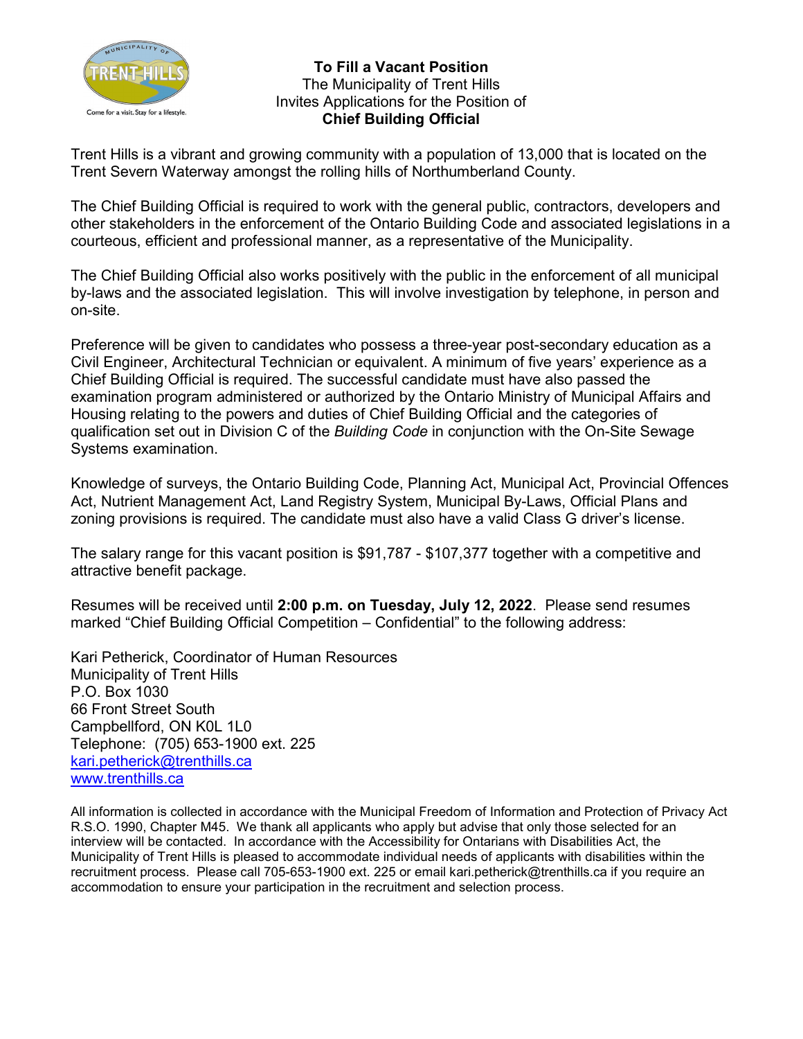**To Fill a Vacant Position**
The Municipality of Trent Hills
Invites Applications for the Position of
**Chief Building Official**

Trent Hills is a vibrant and growing community with a population of 13,000 that is located on the Trent Severn Waterway amongst the rolling hills of Northumberland County.

The Chief Building Official is required to work with the general public, contractors, developers and other stakeholders in the enforcement of the Ontario Building Code and associated legislations in a courteous, efficient and professional manner, as a representative of the Municipality.

The Chief Building Official also works positively with the public in the enforcement of all municipal by-laws and the associated legislation. This will involve investigation by telephone, in person and on-site.

Preference will be given to candidates who possess a three-year post-secondary education as a Civil Engineer, Architectural Technician or equivalent. A minimum of five years' experience as a Chief Building Official is required. The successful candidate must have also passed the examination program administered or authorized by the Ontario Ministry of Municipal Affairs and Housing relating to the powers and duties of Chief Building Official and the categories of qualification set out in Division C of the *Building Code* in conjunction with the On-Site Sewage Systems examination.

Knowledge of surveys, the Ontario Building Code, Planning Act, Municipal Act, Provincial Offences Act, Nutrient Management Act, Land Registry System, Municipal By-Laws, Official Plans and zoning provisions is required. The candidate must also have a valid Class G driver's license.

The salary range for this vacant position is $91,787 - $107,377 together with a competitive and attractive benefit package.

Resumes will be received until **2:00 p.m. on Tuesday, July 12, 2022**. Please send resumes marked "Chief Building Official Competition – Confidential" to the following address:

Kari Petherick, Coordinator of Human Resources
Municipality of Trent Hills
P.O. Box 1030
66 Front Street South
Campbellford, ON K0L 1L0
Telephone: (705) 653-1900 ext. 225
kari.petherick@trenthills.ca
www.trenthills.ca

All information is collected in accordance with the Municipal Freedom of Information and Protection of Privacy Act R.S.O. 1990, Chapter M45. We thank all applicants who apply but advise that only those selected for an interview will be contacted. In accordance with the Accessibility for Ontarians with Disabilities Act, the Municipality of Trent Hills is pleased to accommodate individual needs of applicants with disabilities within the recruitment process. Please call 705-653-1900 ext. 225 or email kari.petherick@trenthills.ca if you require an accommodation to ensure your participation in the recruitment and selection process.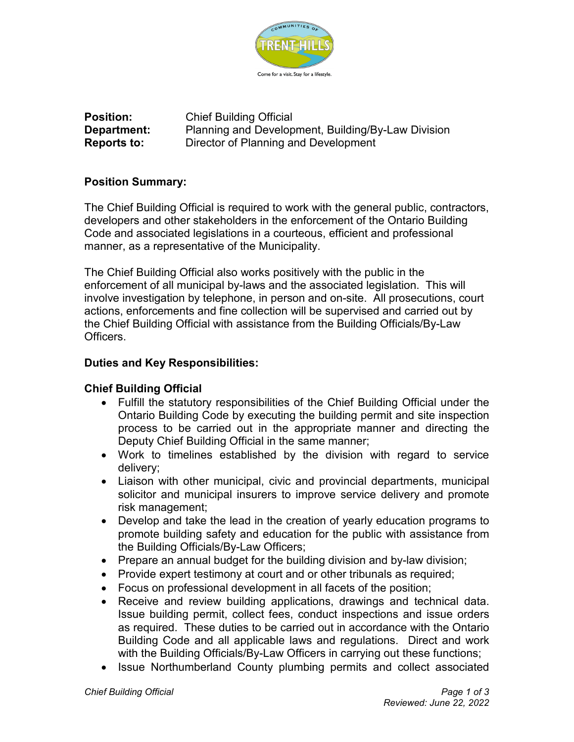**Position:** Chief Building Official
**Department:** Planning and Development, Building/By-Law Division
**Reports to:** Director of Planning and Development

## Position Summary:

The Chief Building Official is required to work with the general public, contractors, developers and other stakeholders in the enforcement of the Ontario Building Code and associated legislations in a courteous, efficient and professional manner, as a representative of the Municipality.

The Chief Building Official also works positively with the public in the enforcement of all municipal by-laws and the associated legislation. This will involve investigation by telephone, in person and on-site. All prosecutions, court actions, enforcements and fine collection will be supervised and carried out by the Chief Building Official with assistance from the Building Officials/By-Law Officers.

## Duties and Key Responsibilities:

### Chief Building Official

- Fulfill the statutory responsibilities of the Chief Building Official under the Ontario Building Code by executing the building permit and site inspection process to be carried out in the appropriate manner and directing the Deputy Chief Building Official in the same manner;
- Work to timelines established by the division with regard to service delivery;
- Liaison with other municipal, civic and provincial departments, municipal solicitor and municipal insurers to improve service delivery and promote risk management;
- Develop and take the lead in the creation of yearly education programs to promote building safety and education for the public with assistance from the Building Officials/By-Law Officers;
- Prepare an annual budget for the building division and by-law division;
- Provide expert testimony at court and or other tribunals as required;
- Focus on professional development in all facets of the position;
- Receive and review building applications, drawings and technical data. Issue building permit, collect fees, conduct inspections and issue orders as required. These duties to be carried out in accordance with the Ontario Building Code and all applicable laws and regulations. Direct and work with the Building Officials/By-Law Officers in carrying out these functions;
- Issue Northumberland County plumbing permits and collect associated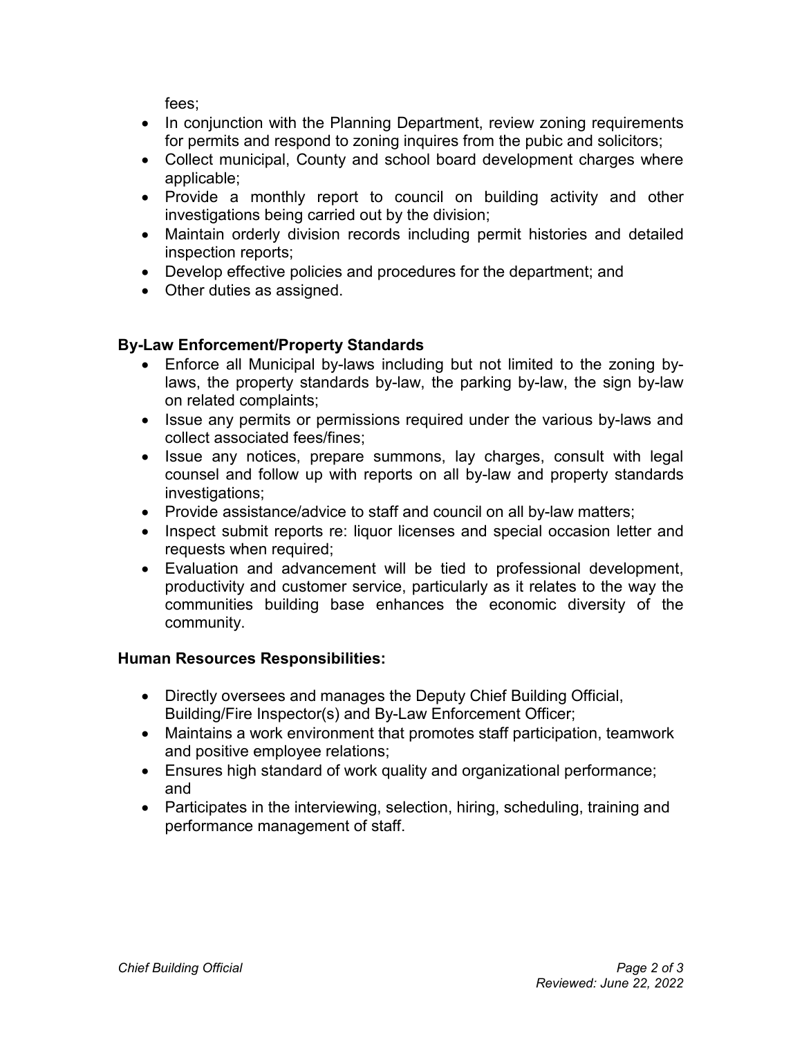fees;

- In conjunction with the Planning Department, review zoning requirements for permits and respond to zoning inquires from the pubic and solicitors;
- Collect municipal, County and school board development charges where applicable;
- Provide a monthly report to council on building activity and other investigations being carried out by the division;
- Maintain orderly division records including permit histories and detailed inspection reports;
- Develop effective policies and procedures for the department; and
- Other duties as assigned.

**By-Law Enforcement/Property Standards**

- Enforce all Municipal by-laws including but not limited to the zoning by-laws, the property standards by-law, the parking by-law, the sign by-law on related complaints;
- Issue any permits or permissions required under the various by-laws and collect associated fees/fines;
- Issue any notices, prepare summons, lay charges, consult with legal counsel and follow up with reports on all by-law and property standards investigations;
- Provide assistance/advice to staff and council on all by-law matters;
- Inspect submit reports re: liquor licenses and special occasion letter and requests when required;
- Evaluation and advancement will be tied to professional development, productivity and customer service, particularly as it relates to the way the communities building base enhances the economic diversity of the community.

**Human Resources Responsibilities:**

- Directly oversees and manages the Deputy Chief Building Official, Building/Fire Inspector(s) and By-Law Enforcement Officer;
- Maintains a work environment that promotes staff participation, teamwork and positive employee relations;
- Ensures high standard of work quality and organizational performance; and
- Participates in the interviewing, selection, hiring, scheduling, training and performance management of staff.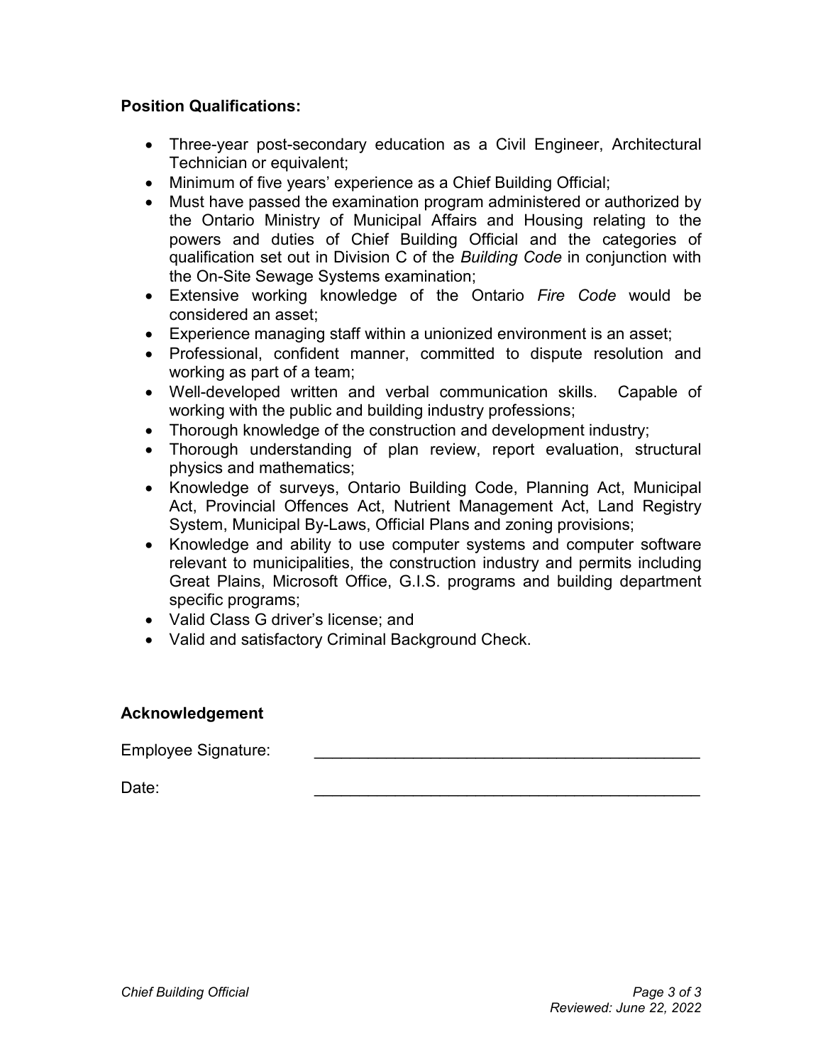**Position Qualifications:**

- Three-year post-secondary education as a Civil Engineer, Architectural Technician or equivalent;
- Minimum of five years' experience as a Chief Building Official;
- Must have passed the examination program administered or authorized by the Ontario Ministry of Municipal Affairs and Housing relating to the powers and duties of Chief Building Official and the categories of qualification set out in Division C of the *Building Code* in conjunction with the On-Site Sewage Systems examination;
- Extensive working knowledge of the Ontario *Fire Code* would be considered an asset;
- Experience managing staff within a unionized environment is an asset;
- Professional, confident manner, committed to dispute resolution and working as part of a team;
- Well-developed written and verbal communication skills. Capable of working with the public and building industry professions;
- Thorough knowledge of the construction and development industry;
- Thorough understanding of plan review, report evaluation, structural physics and mathematics;
- Knowledge of surveys, Ontario Building Code, Planning Act, Municipal Act, Provincial Offences Act, Nutrient Management Act, Land Registry System, Municipal By-Laws, Official Plans and zoning provisions;
- Knowledge and ability to use computer systems and computer software relevant to municipalities, the construction industry and permits including Great Plains, Microsoft Office, G.I.S. programs and building department specific programs;
- Valid Class G driver's license; and
- Valid and satisfactory Criminal Background Check.

**Acknowledgement**

Employee Signature: ____________________________________________

Date: ____________________________________________

*Reviewed: June 22, 2022*